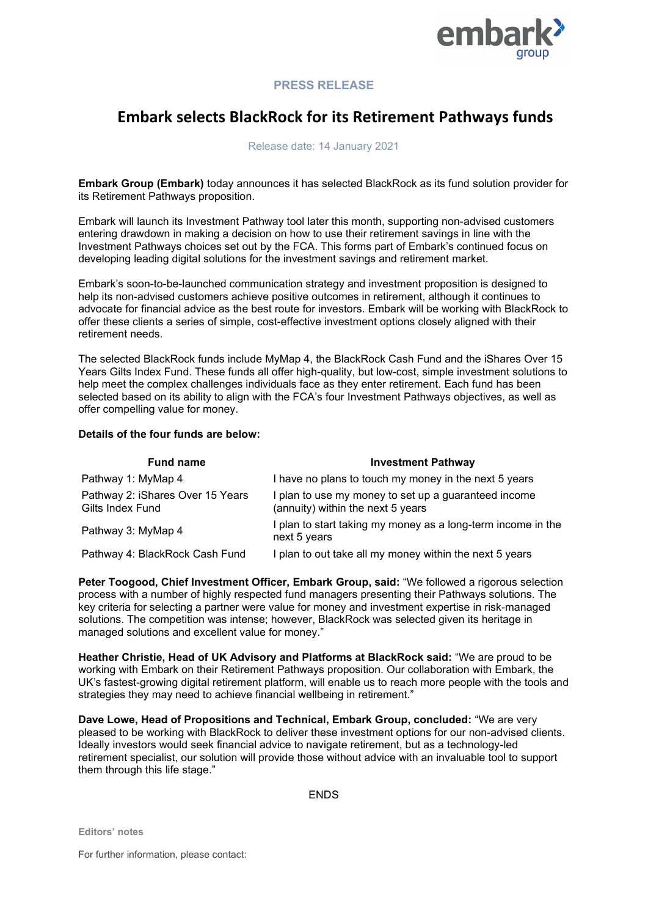embark group

PRESS RELEASE

# Embark selects BlackRock for its Retirement Pathways funds

Release date: 14 January 2021

**Embark Group (Embark)** today announces it has selected BlackRock as its fund solution provider for its Retirement Pathways proposition.

Embark will launch its Investment Pathway tool later this month, supporting non-advised customers entering drawdown in making a decision on how to use their retirement savings in line with the Investment Pathways choices set out by the FCA. This forms part of Embark's continued focus on developing leading digital solutions for the investment savings and retirement market.

Embark's soon-to-be-launched communication strategy and investment proposition is designed to help its non-advised customers achieve positive outcomes in retirement, although it continues to advocate for financial advice as the best route for investors. Embark will be working with BlackRock to offer these clients a series of simple, cost-effective investment options closely aligned with their retirement needs.

The selected BlackRock funds include MyMap 4, the BlackRock Cash Fund and the iShares Over 15 Years Gilts Index Fund. These funds all offer high-quality, but low-cost, simple investment solutions to help meet the complex challenges individuals face as they enter retirement. Each fund has been selected based on its ability to align with the FCA's four Investment Pathways objectives, as well as offer compelling value for money.

**Details of the four funds are below:**

| Fund name | Investment Pathway |
|---|---|
| Pathway 1: MyMap 4 | I have no plans to touch my money in the next 5 years |
| Pathway 2: iShares Over 15 Years Gilts Index Fund | I plan to use my money to set up a guaranteed income (annuity) within the next 5 years |
| Pathway 3: MyMap 4 | I plan to start taking my money as a long-term income in the next 5 years |
| Pathway 4: BlackRock Cash Fund | I plan to out take all my money within the next 5 years |

**Peter Toogood, Chief Investment Officer, Embark Group, said:** "We followed a rigorous selection process with a number of highly respected fund managers presenting their Pathways solutions. The key criteria for selecting a partner were value for money and investment expertise in risk-managed solutions. The competition was intense; however, BlackRock was selected given its heritage in managed solutions and excellent value for money."

**Heather Christie, Head of UK Advisory and Platforms at BlackRock said:** "We are proud to be working with Embark on their Retirement Pathways proposition. Our collaboration with Embark, the UK's fastest-growing digital retirement platform, will enable us to reach more people with the tools and strategies they may need to achieve financial wellbeing in retirement."

**Dave Lowe, Head of Propositions and Technical, Embark Group, concluded:** "We are very pleased to be working with BlackRock to deliver these investment options for our non-advised clients. Ideally investors would seek financial advice to navigate retirement, but as a technology-led retirement specialist, our solution will provide those without advice with an invaluable tool to support them through this life stage."

ENDS

**Editors' notes**

For further information, please contact: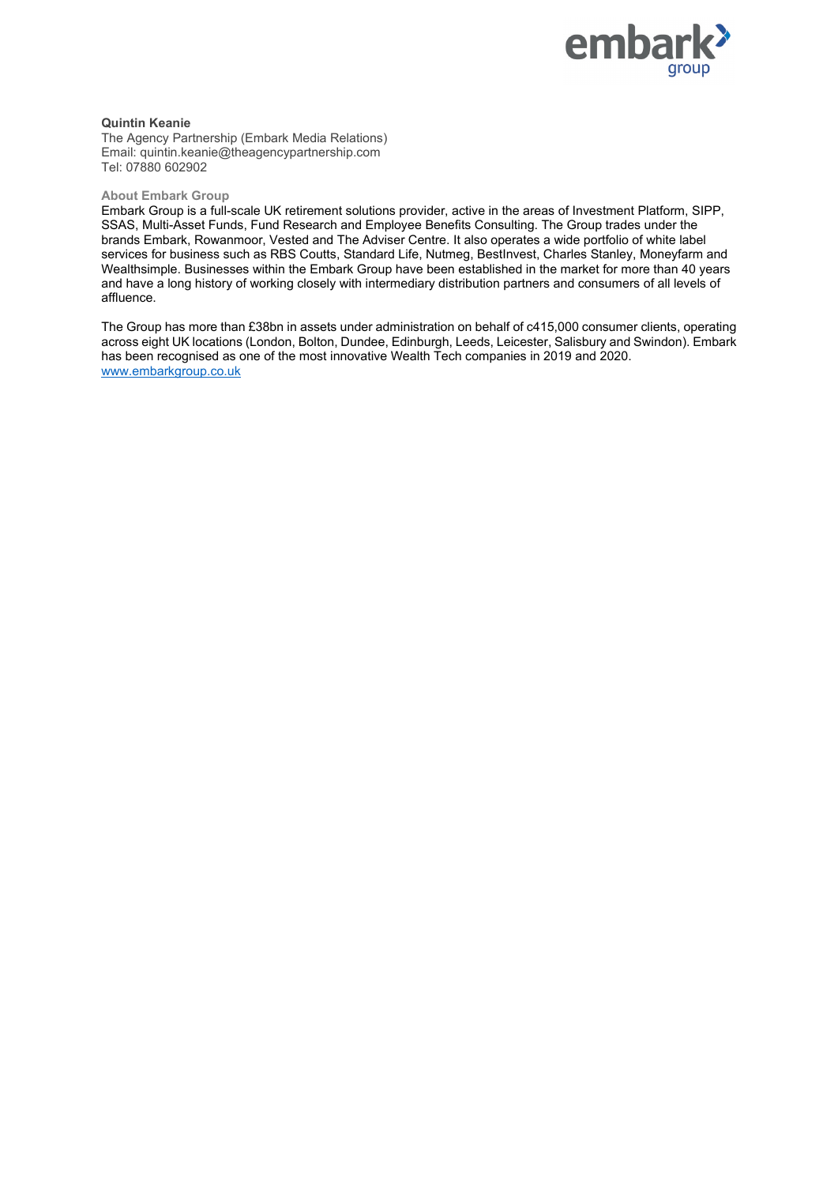**Quintin Keanie**
The Agency Partnership (Embark Media Relations)
Email: quintin.keanie@theagencypartnership.com
Tel: 07880 602902

**About Embark Group**

Embark Group is a full-scale UK retirement solutions provider, active in the areas of Investment Platform, SIPP, SSAS, Multi-Asset Funds, Fund Research and Employee Benefits Consulting. The Group trades under the brands Embark, Rowanmoor, Vested and The Adviser Centre. It also operates a wide portfolio of white label services for business such as RBS Coutts, Standard Life, Nutmeg, BestInvest, Charles Stanley, Moneyfarm and Wealthsimple. Businesses within the Embark Group have been established in the market for more than 40 years and have a long history of working closely with intermediary distribution partners and consumers of all levels of affluence.

The Group has more than £38bn in assets under administration on behalf of c415,000 consumer clients, operating across eight UK locations (London, Bolton, Dundee, Edinburgh, Leeds, Leicester, Salisbury and Swindon). Embark has been recognised as one of the most innovative Wealth Tech companies in 2019 and 2020.
[www.embarkgroup.co.uk](http://www.embarkgroup.co.uk)